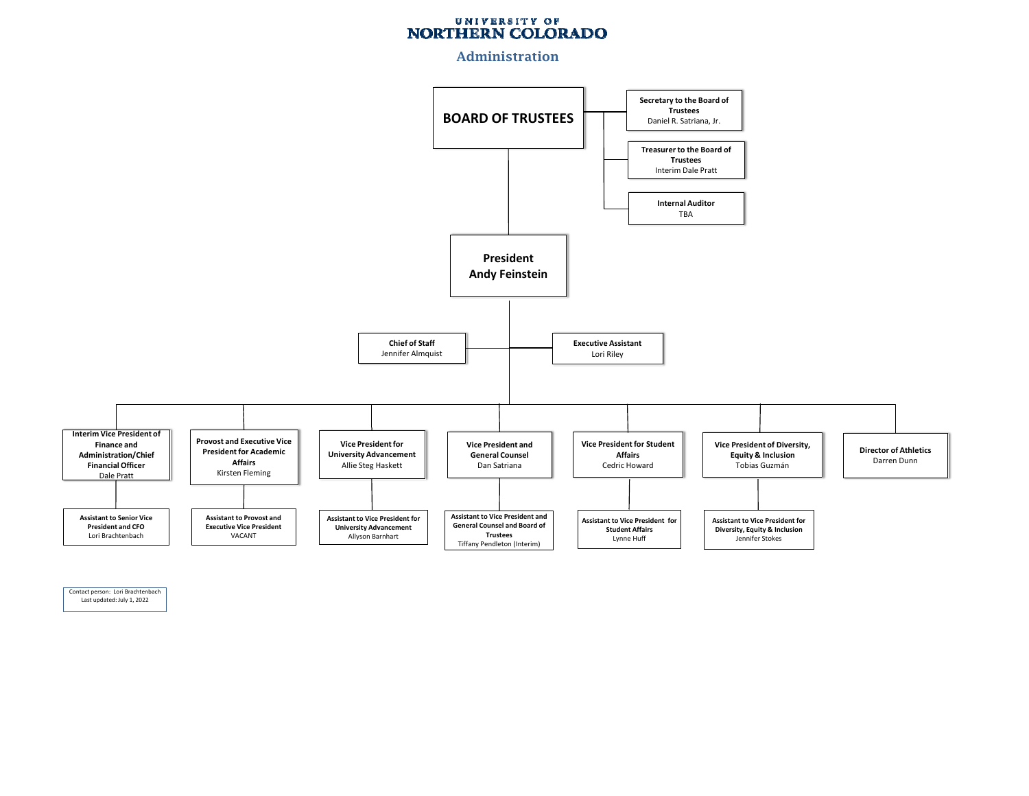# UNIVERSITY OF NORTHERN COLORADO

## Administration

**BOARD OF TRUSTEES**

- **Secretary to the Board of Trustees**
  Daniel R. Satriana, Jr.
- **Treasurer to the Board of Trustees**
  Interim Dale Pratt
- **Internal Auditor**
  TBA

**President**
**Andy Feinstein**

- **Chief of Staff**
  Jennifer Almquist
- **Executive Assistant**
  Lori Riley

**Interim Vice President of Finance and Administration/Chief Financial Officer**
Dale Pratt

- **Assistant to Senior Vice President and CFO**
  Lori Brachtenbach

**Provost and Executive Vice President for Academic Affairs**
Kirsten Fleming

- **Assistant to Provost and Executive Vice President**
  VACANT

**Vice President for University Advancement**
Allie Steg Haskett

- **Assistant to Vice President for University Advancement**
  Allyson Barnhart

**Vice President and General Counsel**
Dan Satriana

- **Assistant to Vice President and General Counsel and Board of Trustees**
  Tiffany Pendleton (Interim)

**Vice President for Student Affairs**
Cedric Howard

- **Assistant to Vice President for Student Affairs**
  Lynne Huff

**Vice President of Diversity, Equity & Inclusion**
Tobias Guzmán

- **Assistant to Vice President for Diversity, Equity & Inclusion**
  Jennifer Stokes

**Director of Athletics**
Darren Dunn

Contact person: Lori Brachtenbach
Last updated: July 1, 2022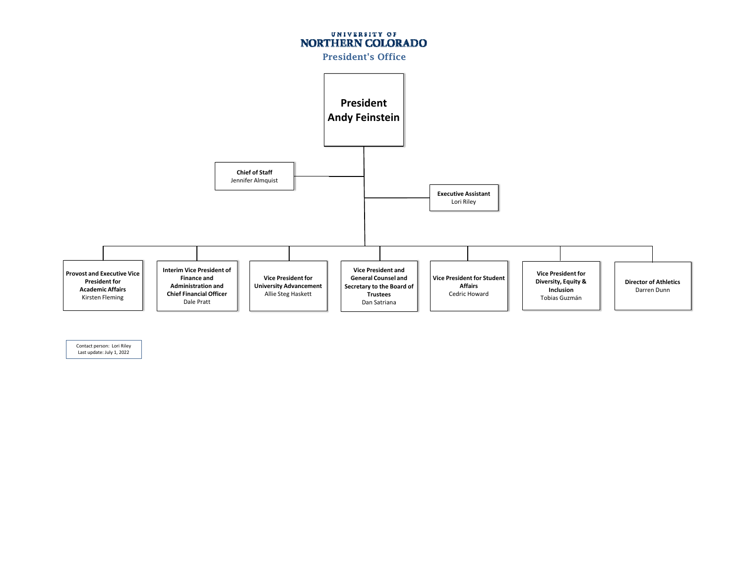UNIVERSITY OF
# NORTHERN COLORADO
## President's Office

**President**
**Andy Feinstein**

**Chief of Staff**
Jennifer Almquist

**Executive Assistant**
Lori Riley

**Provost and Executive Vice President for Academic Affairs**
Kirsten Fleming

**Interim Vice President of Finance and Administration and Chief Financial Officer**
Dale Pratt

**Vice President for University Advancement**
Allie Steg Haskett

**Vice President and General Counsel and Secretary to the Board of Trustees**
Dan Satriana

**Vice President for Student Affairs**
Cedric Howard

**Vice President for Diversity, Equity & Inclusion**
Tobias Guzmán

**Director of Athletics**
Darren Dunn

Contact person: Lori Riley
Last update: July 1, 2022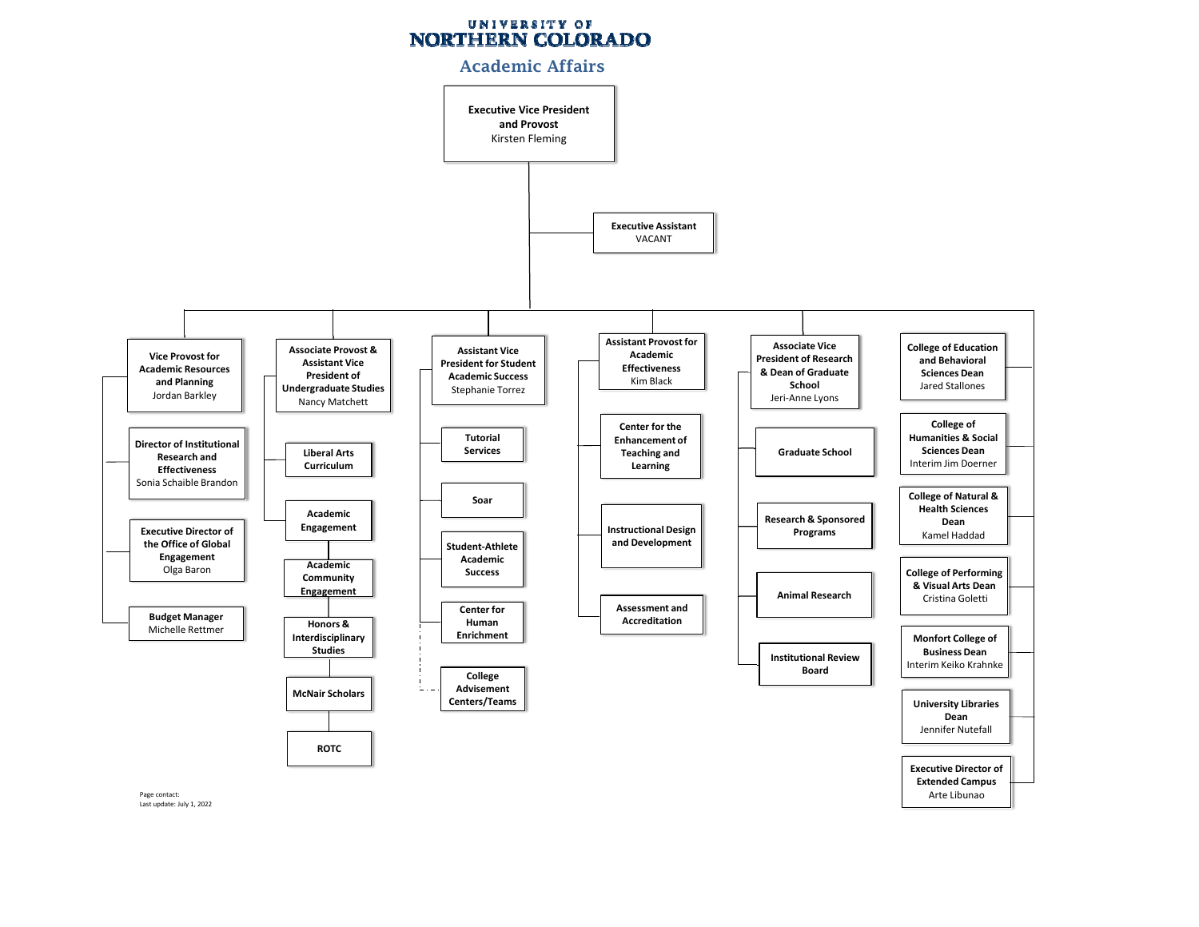UNIVERSITY OF
# NORTHERN COLORADO
## Academic Affairs

**Executive Vice President and Provost**
Kirsten Fleming

- **Executive Assistant**
  VACANT

- **Vice Provost for Academic Resources and Planning**
  Jordan Barkley
  - **Director of Institutional Research and Effectiveness**
    Sonia Schaible Brandon
  - **Executive Director of the Office of Global Engagement**
    Olga Baron
  - **Budget Manager**
    Michelle Rettmer

- **Associate Provost & Assistant Vice President of Undergraduate Studies**
  Nancy Matchett
  - **Liberal Arts Curriculum**
  - **Academic Engagement**
    - **Academic Community Engagement**
    - **Honors & Interdisciplinary Studies**
    - **McNair Scholars**
    - **ROTC**

- **Assistant Vice President for Student Academic Success**
  Stephanie Torrez
  - **Tutorial Services**
  - **Soar**
  - **Student-Athlete Academic Success**
  - **Center for Human Enrichment**
  - **College Advisement Centers/Teams**

- **Assistant Provost for Academic Effectiveness**
  Kim Black
  - **Center for the Enhancement of Teaching and Learning**
  - **Instructional Design and Development**
  - **Assessment and Accreditation**

- **Associate Vice President of Research & Dean of Graduate School**
  Jeri-Anne Lyons
  - **Graduate School**
  - **Research & Sponsored Programs**
  - **Animal Research**
  - **Institutional Review Board**

- **College of Education and Behavioral Sciences Dean**
  Jared Stallones
- **College of Humanities & Social Sciences Dean**
  Interim Jim Doerner
- **College of Natural & Health Sciences Dean**
  Kamel Haddad
- **College of Performing & Visual Arts Dean**
  Cristina Goletti
- **Monfort College of Business Dean**
  Interim Keiko Krahnke
- **University Libraries Dean**
  Jennifer Nutefall
- **Executive Director of Extended Campus**
  Arte Libunao

Page contact:
Last update: July 1, 2022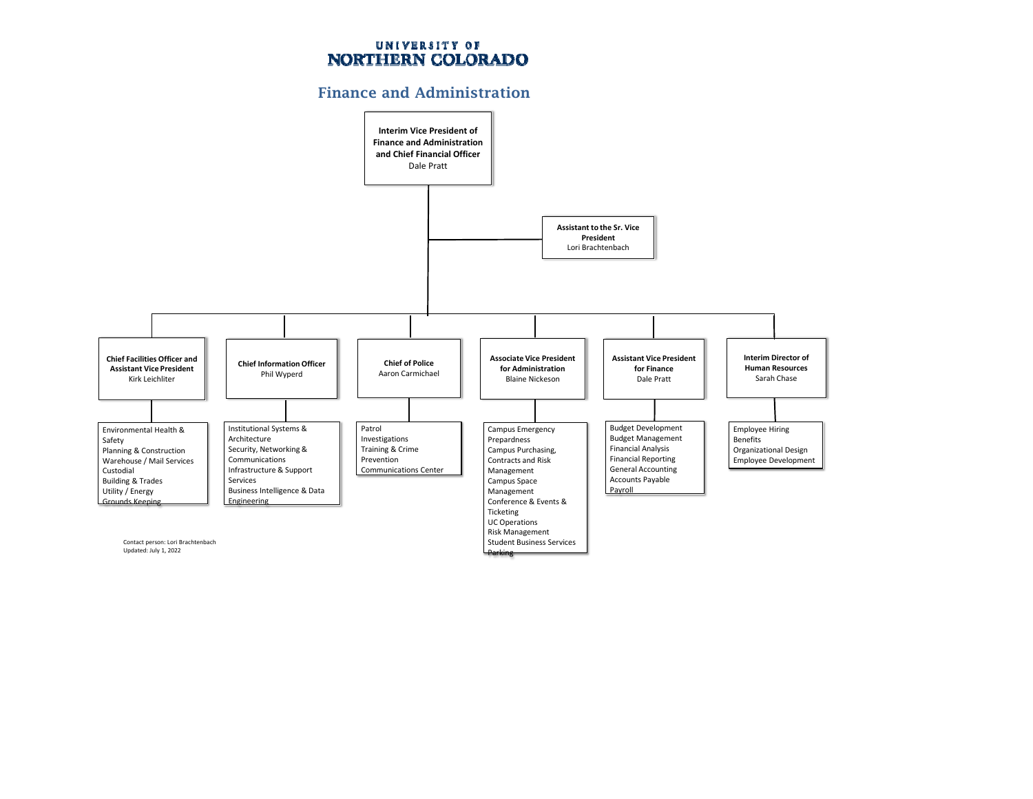# UNIVERSITY OF NORTHERN COLORADO

## Finance and Administration

**Interim Vice President of Finance and Administration and Chief Financial Officer**
Dale Pratt

**Assistant to the Sr. Vice President**
Lori Brachtenbach

**Chief Facilities Officer and Assistant Vice President**
Kirk Leichliter

- Environmental Health & Safety
- Planning & Construction
- Warehouse / Mail Services
- Custodial
- Building & Trades
- Utility / Energy
- Grounds Keeping

**Chief Information Officer**
Phil Wyperd

- Institutional Systems & Architecture
- Security, Networking & Communications
- Infrastructure & Support Services
- Business Intelligence & Data Engineering

**Chief of Police**
Aaron Carmichael

- Patrol
- Investigations
- Training & Crime Prevention
- Communications Center

**Associate Vice President for Administration**
Blaine Nickeson

- Campus Emergency Prepardness
- Campus Purchasing, Contracts and Risk Management
- Campus Space Management
- Conference & Events & Ticketing
- UC Operations
- Risk Management
- Student Business Services
- Parking

**Assistant Vice President for Finance**
Dale Pratt

- Budget Development
- Budget Management
- Financial Analysis
- Financial Reporting
- General Accounting
- Accounts Payable
- Payroll

**Interim Director of Human Resources**
Sarah Chase

- Employee Hiring
- Benefits
- Organizational Design
- Employee Development

Contact person: Lori Brachtenbach
Updated: July 1, 2022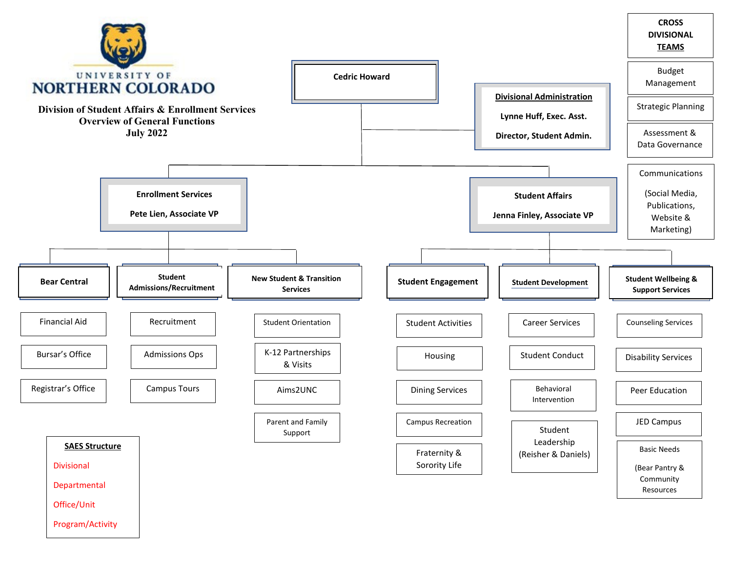UNIVERSITY OF NORTHERN COLORADO

# Division of Student Affairs & Enrollment Services
## Overview of General Functions
### July 2022

**Cedric Howard**

**Divisional Administration**

**Lynne Huff, Exec. Asst.**

**Director, Student Admin.**

**CROSS DIVISIONAL TEAMS**

- Budget Management
- Strategic Planning
- Assessment & Data Governance
- Communications (Social Media, Publications, Website & Marketing)

**Enrollment Services**
**Pete Lien, Associate VP**

- **Bear Central**
  - Financial Aid
  - Bursar's Office
  - Registrar's Office
- **Student Admissions/Recruitment**
  - Recruitment
  - Admissions Ops
  - Campus Tours
- **New Student & Transition Services**
  - Student Orientation
  - K-12 Partnerships & Visits
  - Aims2UNC
  - Parent and Family Support

**Student Affairs**
**Jenna Finley, Associate VP**

- **Student Engagement**
  - Student Activities
  - Housing
  - Dining Services
  - Campus Recreation
  - Fraternity & Sorority Life
- **Student Development**
  - Career Services
  - Student Conduct
  - Behavioral Intervention
  - Student Leadership (Reisher & Daniels)
- **Student Wellbeing & Support Services**
  - Counseling Services
  - Disability Services
  - Peer Education
  - JED Campus
  - Basic Needs (Bear Pantry & Community Resources)

**SAES Structure**

- Divisional
- Departmental
- Office/Unit
- Program/Activity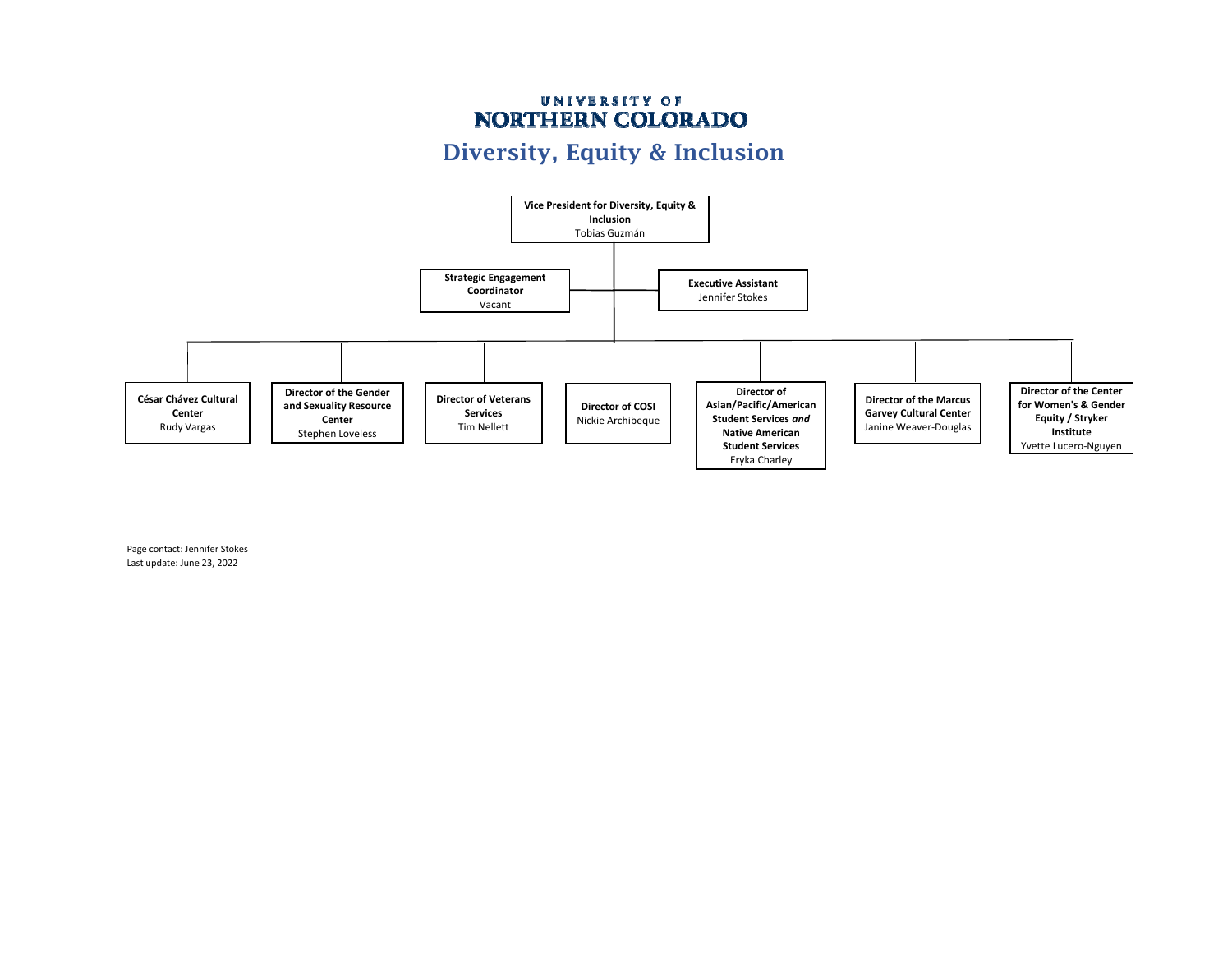UNIVERSITY OF
NORTHERN COLORADO

# Diversity, Equity & Inclusion

**Vice President for Diversity, Equity & Inclusion**
Tobias Guzmán

- **Strategic Engagement Coordinator**
  Vacant
- **Executive Assistant**
  Jennifer Stokes

Reporting to the Vice President:

- **César Chávez Cultural Center**
  Rudy Vargas
- **Director of the Gender and Sexuality Resource Center**
  Stephen Loveless
- **Director of Veterans Services**
  Tim Nellett
- **Director of COSI**
  Nickie Archibeque
- **Director of Asian/Pacific/American Student Services *and* Native American Student Services**
  Eryka Charley
- **Director of the Marcus Garvey Cultural Center**
  Janine Weaver-Douglas
- **Director of the Center for Women's & Gender Equity / Stryker Institute**
  Yvette Lucero-Nguyen

Page contact: Jennifer Stokes
Last update: June 23, 2022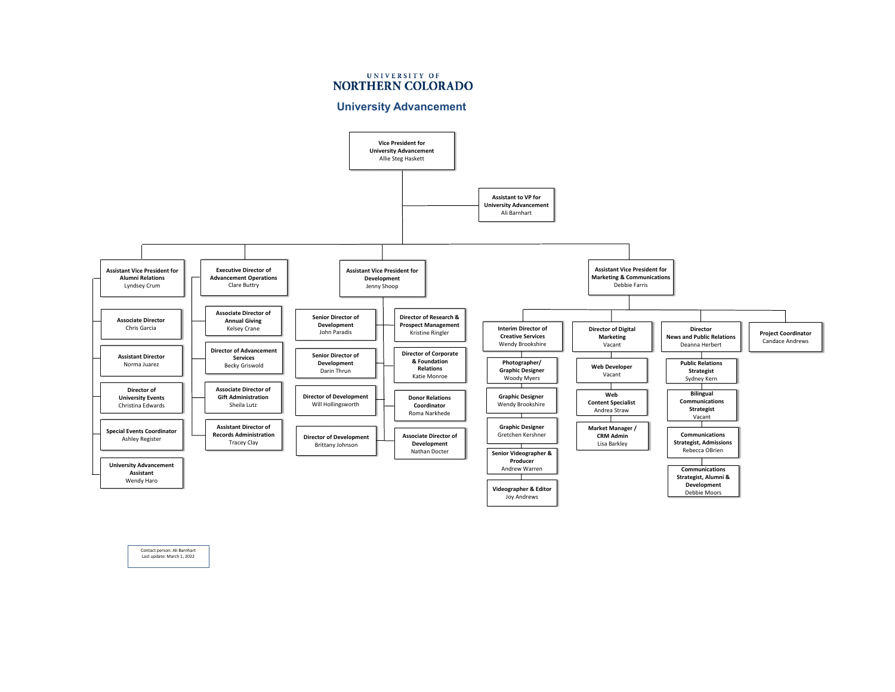UNIVERSITY OF
NORTHERN COLORADO

# University Advancement

**Vice President for University Advancement**
Allie Steg Haskett

**Assistant to VP for University Advancement**
Ali Barnhart

## Assistant Vice President for Alumni Relations
Lyndsey Crum

- **Associate Director** – Chris Garcia
- **Assistant Director** – Norma Juarez
- **Director of University Events** – Christina Edwards
- **Special Events Coordinator** – Ashley Register
- **University Advancement Assistant** – Wendy Haro

## Executive Director of Advancement Operations
Clare Buttry

- **Associate Director of Annual Giving** – Kelsey Crane
- **Director of Advancement Services** – Becky Griswold
- **Associate Director of Gift Administration** – Sheila Lutz
- **Assistant Director of Records Administration** – Tracey Clay

## Assistant Vice President for Development
Jenny Shoop

- **Senior Director of Development** – John Paradis
- **Senior Director of Development** – Darin Thrun
- **Director of Development** – Will Hollingsworth
- **Director of Development** – Brittany Johnson
- **Director of Research & Prospect Management** – Kristine Ringler
- **Director of Corporate & Foundation Relations** – Katie Monroe
- **Donor Relations Coordinator** – Roma Narkhede
- **Associate Director of Development** – Nathan Docter

## Assistant Vice President for Marketing & Communications
Debbie Farris

### Interim Director of Creative Services
Wendy Brookshire

- **Photographer/ Graphic Designer** – Woody Myers
- **Graphic Designer** – Wendy Brookshire
- **Graphic Designer** – Gretchen Kershner
- **Senior Videographer & Producer** – Andrew Warren
- **Videographer & Editor** – Joy Andrews

### Director of Digital Marketing
Vacant

- **Web Developer** – Vacant
- **Web Content Specialist** – Andrea Straw
- **Market Manager / CRM Admin** – Lisa Barkley

### Director News and Public Relations
Deanna Herbert

- **Public Relations Strategist** – Sydney Kern
- **Bilingual Communications Strategist** – Vacant
- **Communications Strategist, Admissions** – Rebecca OBrien
- **Communications Strategist, Alumni & Development** – Debbie Moors

### Project Coordinator
Candace Andrews

Contact person: Ali Barnhart
Last update: March 1, 2022